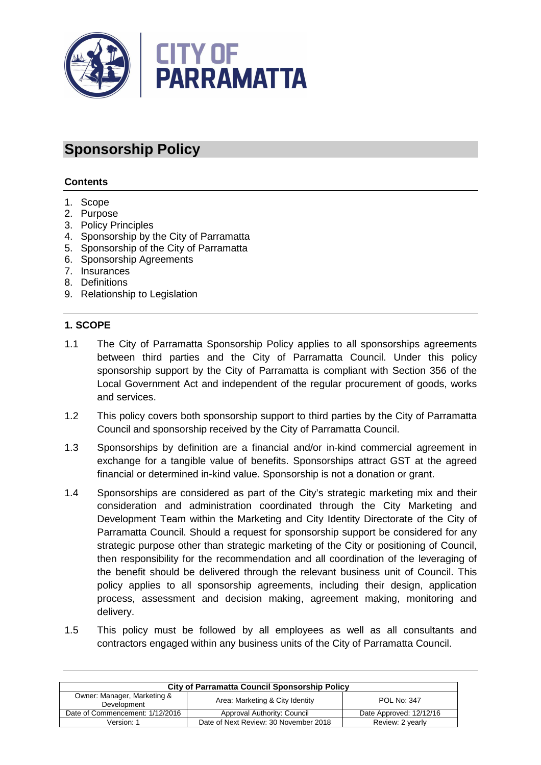# Sponsorship Policy

**Contents**

1. Scope
2. Purpose
3. Policy Principles
4. Sponsorship by the City of Parramatta
5. Sponsorship of the City of Parramatta
6. Sponsorship Agreements
7. Insurances
8. Definitions
9. Relationship to Legislation

## 1. SCOPE

1.1 The City of Parramatta Sponsorship Policy applies to all sponsorships agreements between third parties and the City of Parramatta Council. Under this policy sponsorship support by the City of Parramatta is compliant with Section 356 of the Local Government Act and independent of the regular procurement of goods, works and services.

1.2 This policy covers both sponsorship support to third parties by the City of Parramatta Council and sponsorship received by the City of Parramatta Council.

1.3 Sponsorships by definition are a financial and/or in-kind commercial agreement in exchange for a tangible value of benefits. Sponsorships attract GST at the agreed financial or determined in-kind value. Sponsorship is not a donation or grant.

1.4 Sponsorships are considered as part of the City's strategic marketing mix and their consideration and administration coordinated through the City Marketing and Development Team within the Marketing and City Identity Directorate of the City of Parramatta Council. Should a request for sponsorship support be considered for any strategic purpose other than strategic marketing of the City or positioning of Council, then responsibility for the recommendation and all coordination of the leveraging of the benefit should be delivered through the relevant business unit of Council. This policy applies to all sponsorship agreements, including their design, application process, assessment and decision making, agreement making, monitoring and delivery.

1.5 This policy must be followed by all employees as well as all consultants and contractors engaged within any business units of the City of Parramatta Council.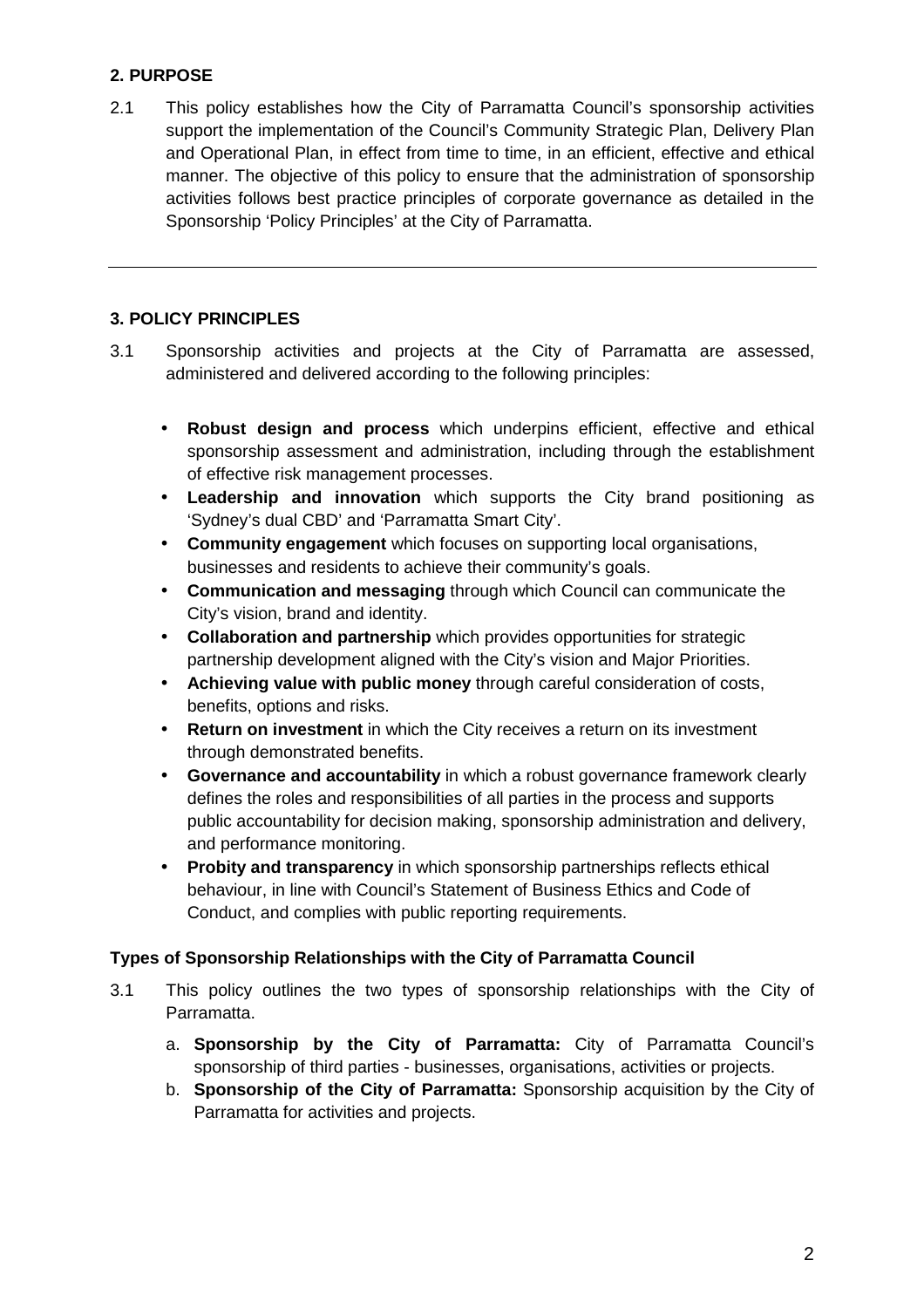## 2. PURPOSE

2.1 This policy establishes how the City of Parramatta Council's sponsorship activities support the implementation of the Council's Community Strategic Plan, Delivery Plan and Operational Plan, in effect from time to time, in an efficient, effective and ethical manner. The objective of this policy to ensure that the administration of sponsorship activities follows best practice principles of corporate governance as detailed in the Sponsorship 'Policy Principles' at the City of Parramatta.

---

## 3. POLICY PRINCIPLES

3.1 Sponsorship activities and projects at the City of Parramatta are assessed, administered and delivered according to the following principles:

- **Robust design and process** which underpins efficient, effective and ethical sponsorship assessment and administration, including through the establishment of effective risk management processes.
- **Leadership and innovation** which supports the City brand positioning as 'Sydney's dual CBD' and 'Parramatta Smart City'.
- **Community engagement** which focuses on supporting local organisations, businesses and residents to achieve their community's goals.
- **Communication and messaging** through which Council can communicate the City's vision, brand and identity.
- **Collaboration and partnership** which provides opportunities for strategic partnership development aligned with the City's vision and Major Priorities.
- **Achieving value with public money** through careful consideration of costs, benefits, options and risks.
- **Return on investment** in which the City receives a return on its investment through demonstrated benefits.
- **Governance and accountability** in which a robust governance framework clearly defines the roles and responsibilities of all parties in the process and supports public accountability for decision making, sponsorship administration and delivery, and performance monitoring.
- **Probity and transparency** in which sponsorship partnerships reflects ethical behaviour, in line with Council's Statement of Business Ethics and Code of Conduct, and complies with public reporting requirements.

### Types of Sponsorship Relationships with the City of Parramatta Council

3.1 This policy outlines the two types of sponsorship relationships with the City of Parramatta.

a. **Sponsorship by the City of Parramatta:** City of Parramatta Council's sponsorship of third parties - businesses, organisations, activities or projects.

b. **Sponsorship of the City of Parramatta:** Sponsorship acquisition by the City of Parramatta for activities and projects.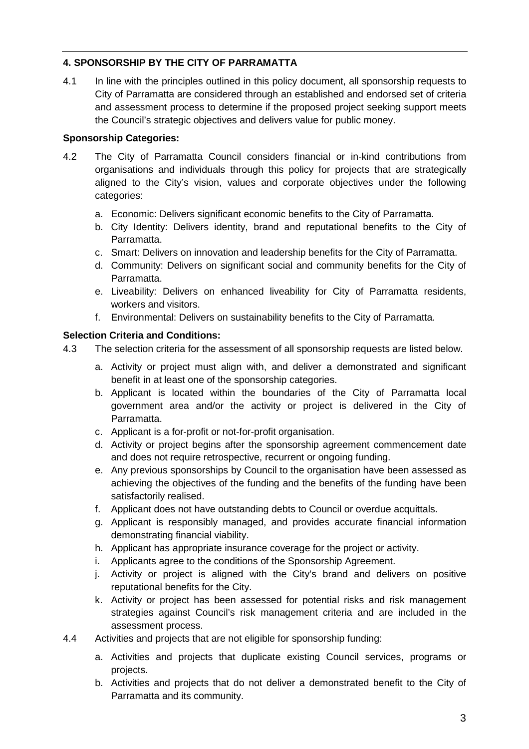## 4. SPONSORSHIP BY THE CITY OF PARRAMATTA

4.1 In line with the principles outlined in this policy document, all sponsorship requests to City of Parramatta are considered through an established and endorsed set of criteria and assessment process to determine if the proposed project seeking support meets the Council's strategic objectives and delivers value for public money.

**Sponsorship Categories:**

4.2 The City of Parramatta Council considers financial or in-kind contributions from organisations and individuals through this policy for projects that are strategically aligned to the City's vision, values and corporate objectives under the following categories:

a. Economic: Delivers significant economic benefits to the City of Parramatta.
b. City Identity: Delivers identity, brand and reputational benefits to the City of Parramatta.
c. Smart: Delivers on innovation and leadership benefits for the City of Parramatta.
d. Community: Delivers on significant social and community benefits for the City of Parramatta.
e. Liveability: Delivers on enhanced liveability for City of Parramatta residents, workers and visitors.
f. Environmental: Delivers on sustainability benefits to the City of Parramatta.

**Selection Criteria and Conditions:**

4.3 The selection criteria for the assessment of all sponsorship requests are listed below.

a. Activity or project must align with, and deliver a demonstrated and significant benefit in at least one of the sponsorship categories.
b. Applicant is located within the boundaries of the City of Parramatta local government area and/or the activity or project is delivered in the City of Parramatta.
c. Applicant is a for-profit or not-for-profit organisation.
d. Activity or project begins after the sponsorship agreement commencement date and does not require retrospective, recurrent or ongoing funding.
e. Any previous sponsorships by Council to the organisation have been assessed as achieving the objectives of the funding and the benefits of the funding have been satisfactorily realised.
f. Applicant does not have outstanding debts to Council or overdue acquittals.
g. Applicant is responsibly managed, and provides accurate financial information demonstrating financial viability.
h. Applicant has appropriate insurance coverage for the project or activity.
i. Applicants agree to the conditions of the Sponsorship Agreement.
j. Activity or project is aligned with the City's brand and delivers on positive reputational benefits for the City.
k. Activity or project has been assessed for potential risks and risk management strategies against Council's risk management criteria and are included in the assessment process.

4.4 Activities and projects that are not eligible for sponsorship funding:

a. Activities and projects that duplicate existing Council services, programs or projects.
b. Activities and projects that do not deliver a demonstrated benefit to the City of Parramatta and its community.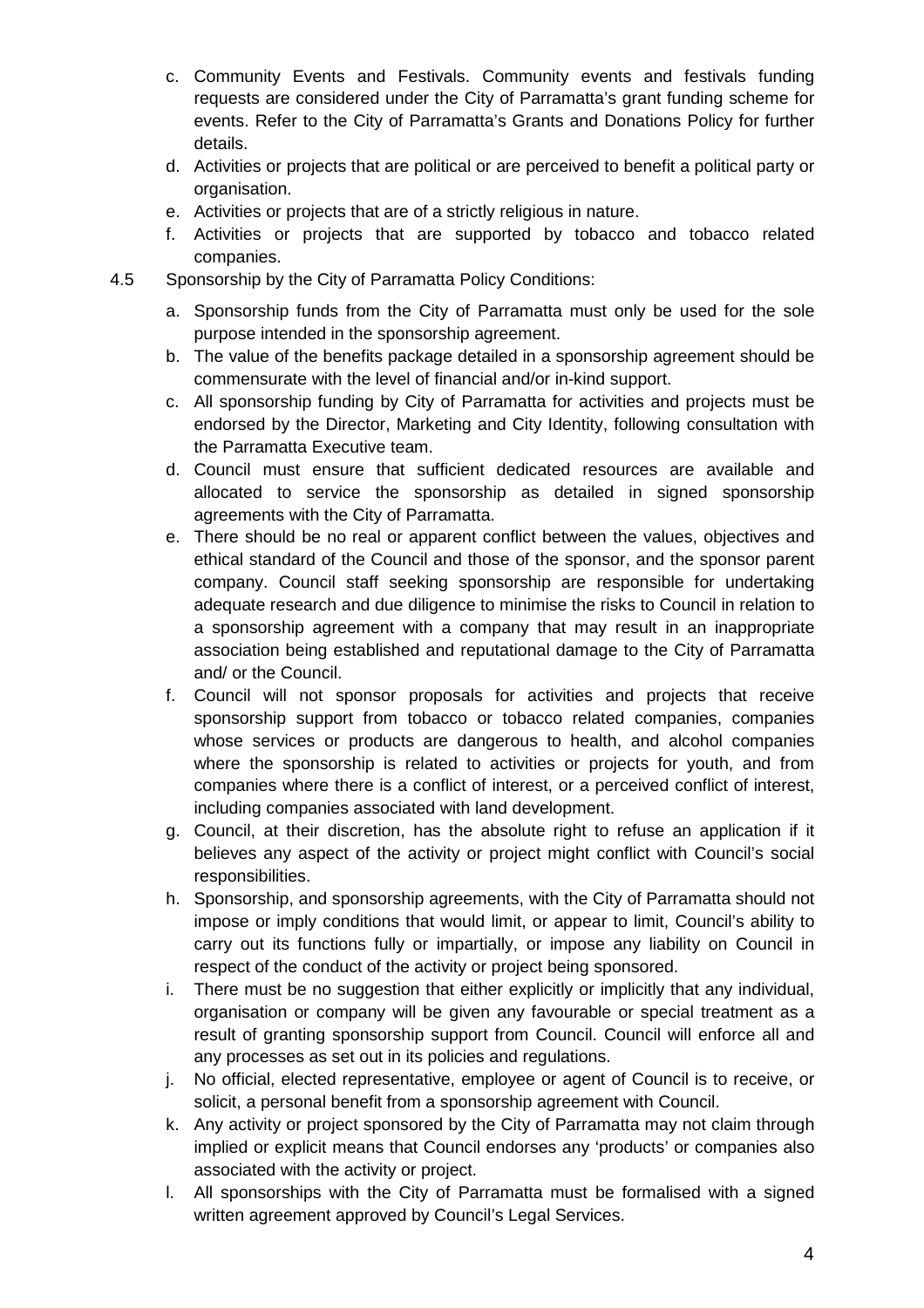c. Community Events and Festivals. Community events and festivals funding requests are considered under the City of Parramatta's grant funding scheme for events. Refer to the City of Parramatta's Grants and Donations Policy for further details.
d. Activities or projects that are political or are perceived to benefit a political party or organisation.
e. Activities or projects that are of a strictly religious in nature.
f. Activities or projects that are supported by tobacco and tobacco related companies.

4.5 Sponsorship by the City of Parramatta Policy Conditions:

a. Sponsorship funds from the City of Parramatta must only be used for the sole purpose intended in the sponsorship agreement.
b. The value of the benefits package detailed in a sponsorship agreement should be commensurate with the level of financial and/or in-kind support.
c. All sponsorship funding by City of Parramatta for activities and projects must be endorsed by the Director, Marketing and City Identity, following consultation with the Parramatta Executive team.
d. Council must ensure that sufficient dedicated resources are available and allocated to service the sponsorship as detailed in signed sponsorship agreements with the City of Parramatta.
e. There should be no real or apparent conflict between the values, objectives and ethical standard of the Council and those of the sponsor, and the sponsor parent company. Council staff seeking sponsorship are responsible for undertaking adequate research and due diligence to minimise the risks to Council in relation to a sponsorship agreement with a company that may result in an inappropriate association being established and reputational damage to the City of Parramatta and/ or the Council.
f. Council will not sponsor proposals for activities and projects that receive sponsorship support from tobacco or tobacco related companies, companies whose services or products are dangerous to health, and alcohol companies where the sponsorship is related to activities or projects for youth, and from companies where there is a conflict of interest, or a perceived conflict of interest, including companies associated with land development.
g. Council, at their discretion, has the absolute right to refuse an application if it believes any aspect of the activity or project might conflict with Council's social responsibilities.
h. Sponsorship, and sponsorship agreements, with the City of Parramatta should not impose or imply conditions that would limit, or appear to limit, Council's ability to carry out its functions fully or impartially, or impose any liability on Council in respect of the conduct of the activity or project being sponsored.
i. There must be no suggestion that either explicitly or implicitly that any individual, organisation or company will be given any favourable or special treatment as a result of granting sponsorship support from Council. Council will enforce all and any processes as set out in its policies and regulations.
j. No official, elected representative, employee or agent of Council is to receive, or solicit, a personal benefit from a sponsorship agreement with Council.
k. Any activity or project sponsored by the City of Parramatta may not claim through implied or explicit means that Council endorses any 'products' or companies also associated with the activity or project.
l. All sponsorships with the City of Parramatta must be formalised with a signed written agreement approved by Council's Legal Services.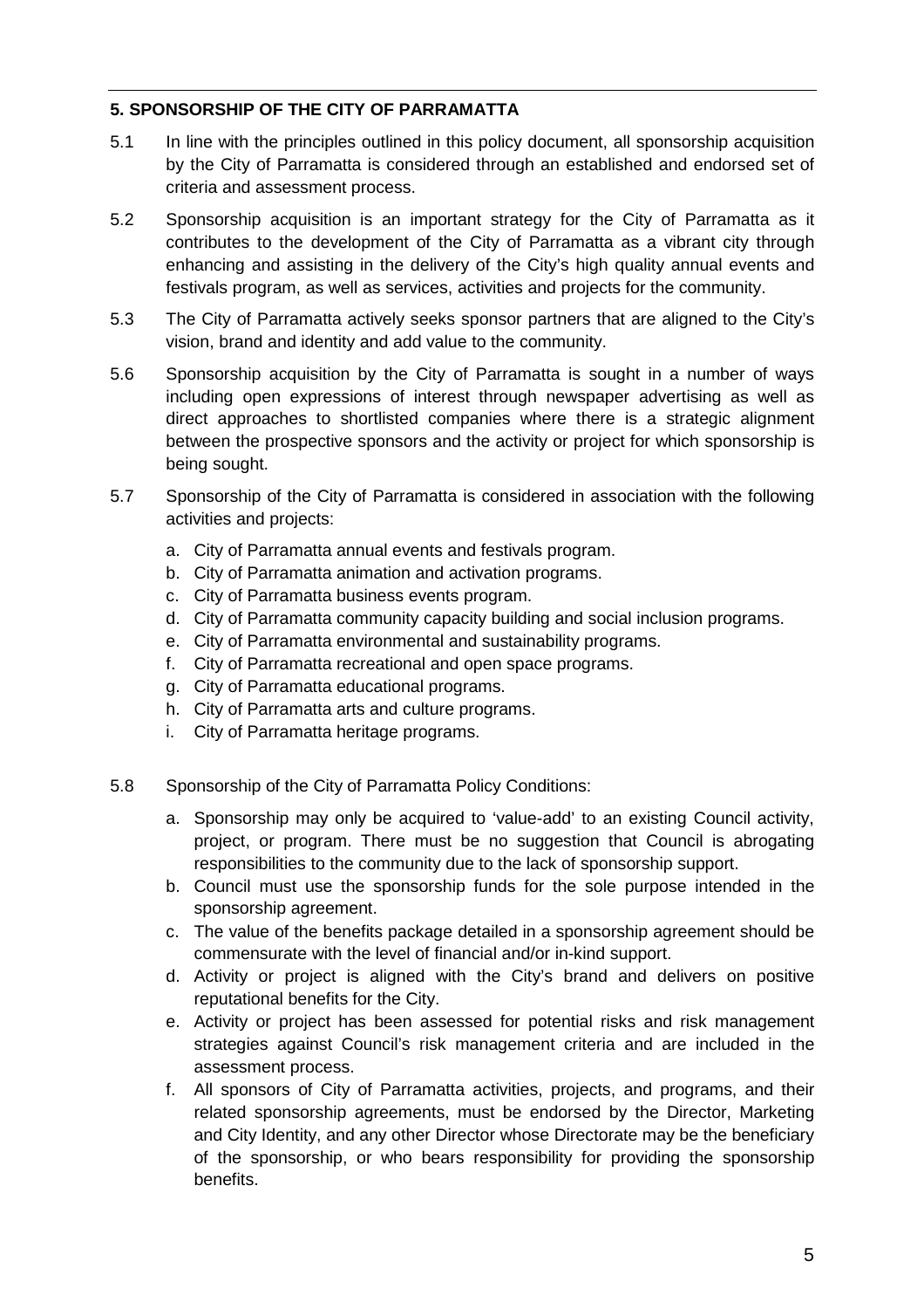## 5. SPONSORSHIP OF THE CITY OF PARRAMATTA

5.1 In line with the principles outlined in this policy document, all sponsorship acquisition by the City of Parramatta is considered through an established and endorsed set of criteria and assessment process.

5.2 Sponsorship acquisition is an important strategy for the City of Parramatta as it contributes to the development of the City of Parramatta as a vibrant city through enhancing and assisting in the delivery of the City's high quality annual events and festivals program, as well as services, activities and projects for the community.

5.3 The City of Parramatta actively seeks sponsor partners that are aligned to the City's vision, brand and identity and add value to the community.

5.6 Sponsorship acquisition by the City of Parramatta is sought in a number of ways including open expressions of interest through newspaper advertising as well as direct approaches to shortlisted companies where there is a strategic alignment between the prospective sponsors and the activity or project for which sponsorship is being sought.

5.7 Sponsorship of the City of Parramatta is considered in association with the following activities and projects:

a. City of Parramatta annual events and festivals program.
b. City of Parramatta animation and activation programs.
c. City of Parramatta business events program.
d. City of Parramatta community capacity building and social inclusion programs.
e. City of Parramatta environmental and sustainability programs.
f. City of Parramatta recreational and open space programs.
g. City of Parramatta educational programs.
h. City of Parramatta arts and culture programs.
i. City of Parramatta heritage programs.

5.8 Sponsorship of the City of Parramatta Policy Conditions:

a. Sponsorship may only be acquired to 'value-add' to an existing Council activity, project, or program. There must be no suggestion that Council is abrogating responsibilities to the community due to the lack of sponsorship support.
b. Council must use the sponsorship funds for the sole purpose intended in the sponsorship agreement.
c. The value of the benefits package detailed in a sponsorship agreement should be commensurate with the level of financial and/or in-kind support.
d. Activity or project is aligned with the City's brand and delivers on positive reputational benefits for the City.
e. Activity or project has been assessed for potential risks and risk management strategies against Council's risk management criteria and are included in the assessment process.
f. All sponsors of City of Parramatta activities, projects, and programs, and their related sponsorship agreements, must be endorsed by the Director, Marketing and City Identity, and any other Director whose Directorate may be the beneficiary of the sponsorship, or who bears responsibility for providing the sponsorship benefits.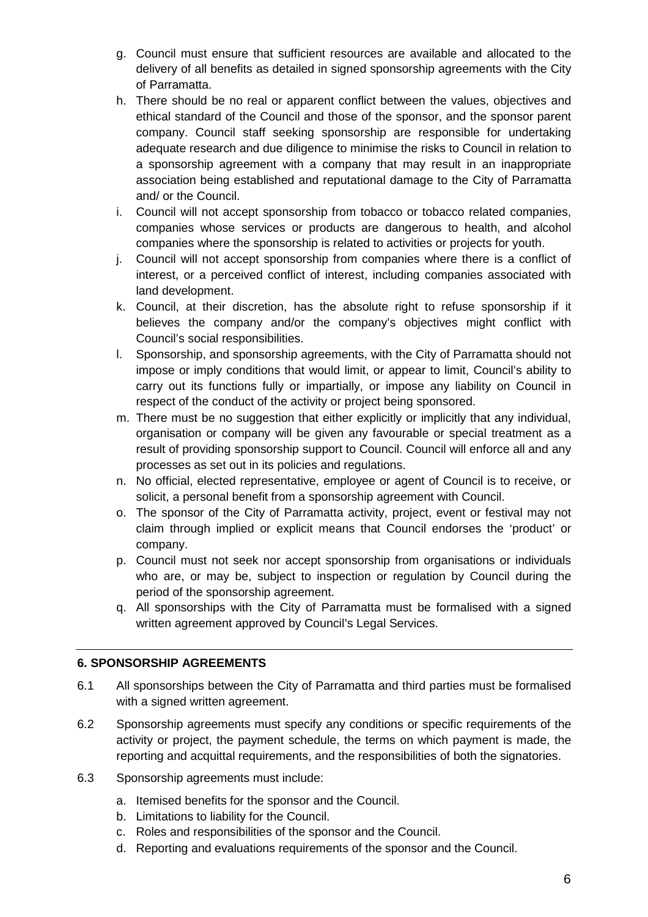g. Council must ensure that sufficient resources are available and allocated to the delivery of all benefits as detailed in signed sponsorship agreements with the City of Parramatta.
h. There should be no real or apparent conflict between the values, objectives and ethical standard of the Council and those of the sponsor, and the sponsor parent company. Council staff seeking sponsorship are responsible for undertaking adequate research and due diligence to minimise the risks to Council in relation to a sponsorship agreement with a company that may result in an inappropriate association being established and reputational damage to the City of Parramatta and/ or the Council.
i. Council will not accept sponsorship from tobacco or tobacco related companies, companies whose services or products are dangerous to health, and alcohol companies where the sponsorship is related to activities or projects for youth.
j. Council will not accept sponsorship from companies where there is a conflict of interest, or a perceived conflict of interest, including companies associated with land development.
k. Council, at their discretion, has the absolute right to refuse sponsorship if it believes the company and/or the company's objectives might conflict with Council's social responsibilities.
l. Sponsorship, and sponsorship agreements, with the City of Parramatta should not impose or imply conditions that would limit, or appear to limit, Council's ability to carry out its functions fully or impartially, or impose any liability on Council in respect of the conduct of the activity or project being sponsored.
m. There must be no suggestion that either explicitly or implicitly that any individual, organisation or company will be given any favourable or special treatment as a result of providing sponsorship support to Council. Council will enforce all and any processes as set out in its policies and regulations.
n. No official, elected representative, employee or agent of Council is to receive, or solicit, a personal benefit from a sponsorship agreement with Council.
o. The sponsor of the City of Parramatta activity, project, event or festival may not claim through implied or explicit means that Council endorses the 'product' or company.
p. Council must not seek nor accept sponsorship from organisations or individuals who are, or may be, subject to inspection or regulation by Council during the period of the sponsorship agreement.
q. All sponsorships with the City of Parramatta must be formalised with a signed written agreement approved by Council's Legal Services.

---

**6. SPONSORSHIP AGREEMENTS**

6.1 All sponsorships between the City of Parramatta and third parties must be formalised with a signed written agreement.

6.2 Sponsorship agreements must specify any conditions or specific requirements of the activity or project, the payment schedule, the terms on which payment is made, the reporting and acquittal requirements, and the responsibilities of both the signatories.

6.3 Sponsorship agreements must include:

a. Itemised benefits for the sponsor and the Council.
b. Limitations to liability for the Council.
c. Roles and responsibilities of the sponsor and the Council.
d. Reporting and evaluations requirements of the sponsor and the Council.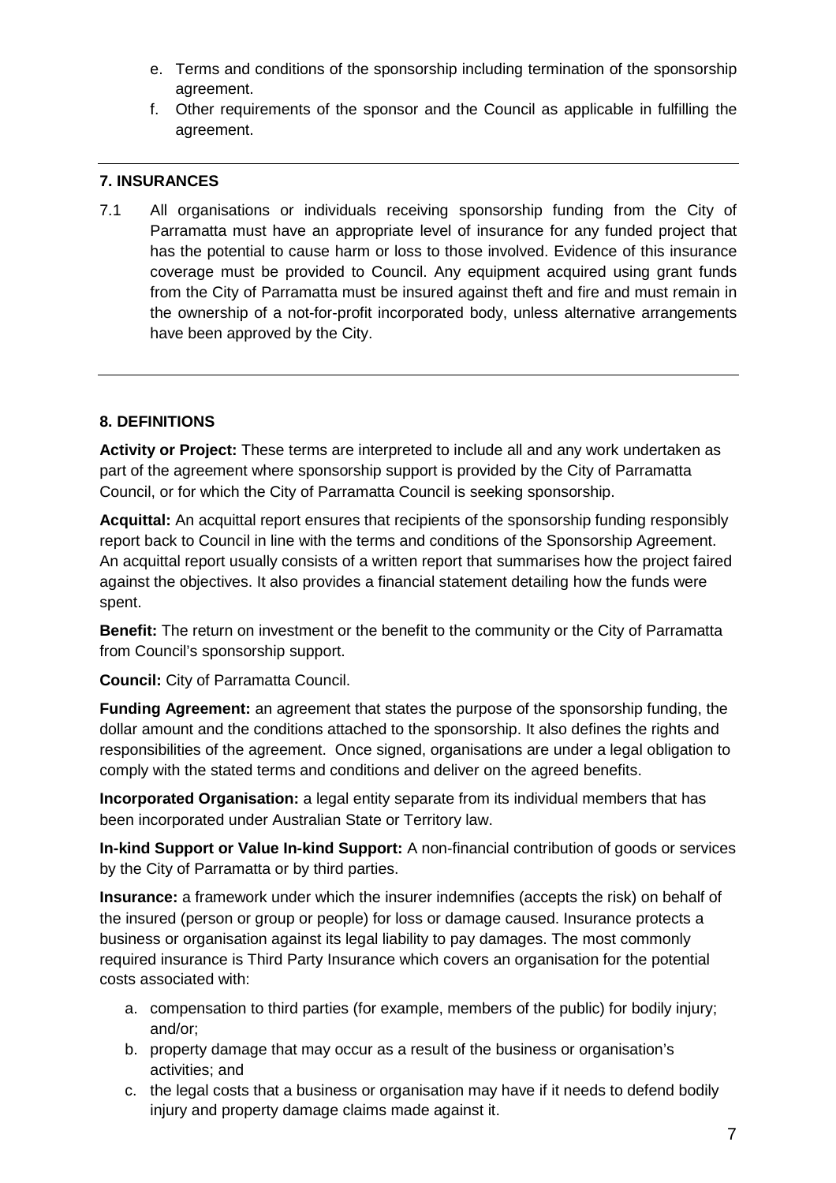e. Terms and conditions of the sponsorship including termination of the sponsorship agreement.
f. Other requirements of the sponsor and the Council as applicable in fulfilling the agreement.

---

## 7. INSURANCES

7.1 All organisations or individuals receiving sponsorship funding from the City of Parramatta must have an appropriate level of insurance for any funded project that has the potential to cause harm or loss to those involved. Evidence of this insurance coverage must be provided to Council. Any equipment acquired using grant funds from the City of Parramatta must be insured against theft and fire and must remain in the ownership of a not-for-profit incorporated body, unless alternative arrangements have been approved by the City.

---

## 8. DEFINITIONS

**Activity or Project:** These terms are interpreted to include all and any work undertaken as part of the agreement where sponsorship support is provided by the City of Parramatta Council, or for which the City of Parramatta Council is seeking sponsorship.

**Acquittal:** An acquittal report ensures that recipients of the sponsorship funding responsibly report back to Council in line with the terms and conditions of the Sponsorship Agreement. An acquittal report usually consists of a written report that summarises how the project faired against the objectives. It also provides a financial statement detailing how the funds were spent.

**Benefit:** The return on investment or the benefit to the community or the City of Parramatta from Council's sponsorship support.

**Council:** City of Parramatta Council.

**Funding Agreement:** an agreement that states the purpose of the sponsorship funding, the dollar amount and the conditions attached to the sponsorship. It also defines the rights and responsibilities of the agreement. Once signed, organisations are under a legal obligation to comply with the stated terms and conditions and deliver on the agreed benefits.

**Incorporated Organisation:** a legal entity separate from its individual members that has been incorporated under Australian State or Territory law.

**In-kind Support or Value In-kind Support:** A non-financial contribution of goods or services by the City of Parramatta or by third parties.

**Insurance:** a framework under which the insurer indemnifies (accepts the risk) on behalf of the insured (person or group or people) for loss or damage caused. Insurance protects a business or organisation against its legal liability to pay damages. The most commonly required insurance is Third Party Insurance which covers an organisation for the potential costs associated with:

a. compensation to third parties (for example, members of the public) for bodily injury; and/or;
b. property damage that may occur as a result of the business or organisation's activities; and
c. the legal costs that a business or organisation may have if it needs to defend bodily injury and property damage claims made against it.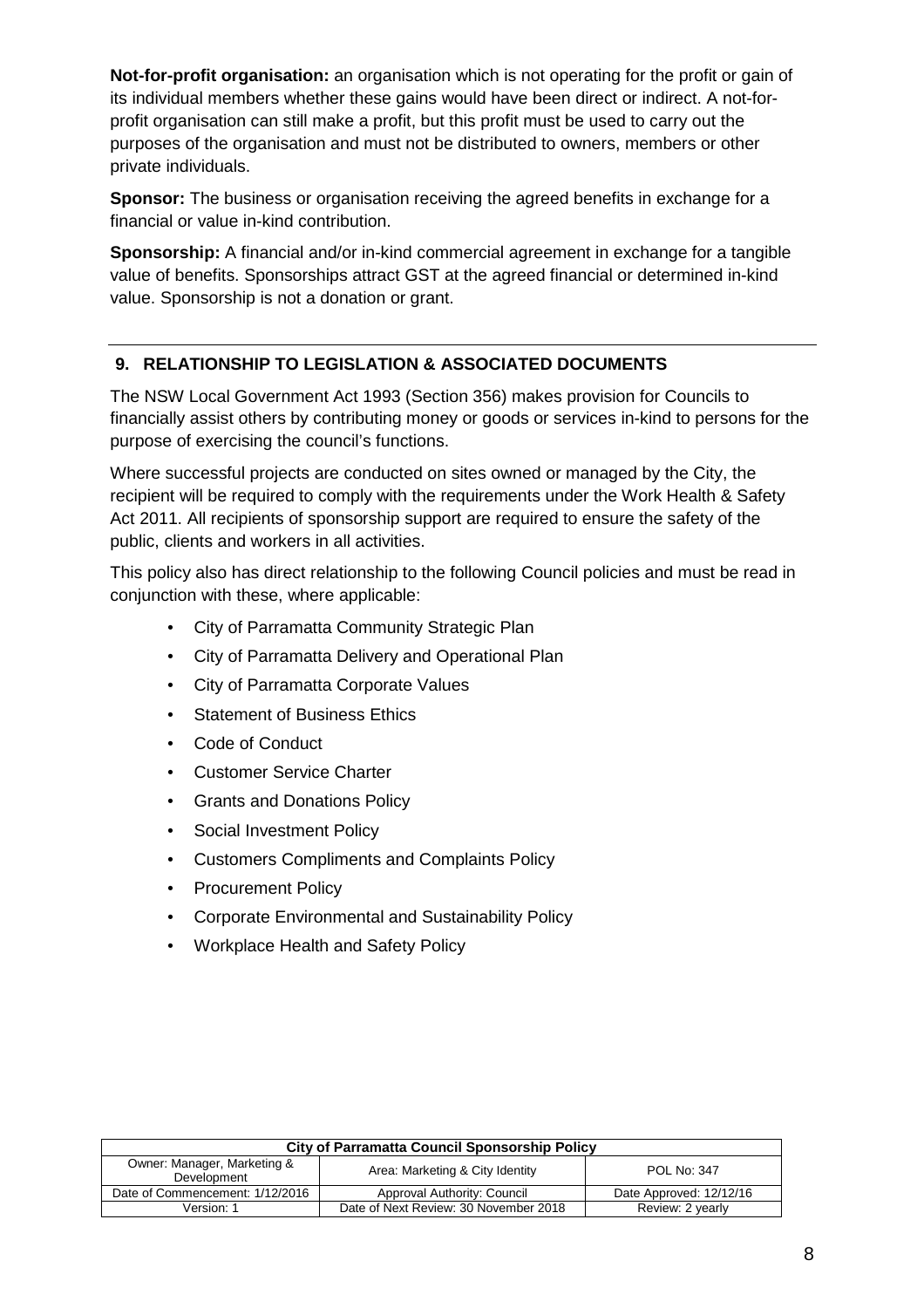**Not-for-profit organisation:** an organisation which is not operating for the profit or gain of its individual members whether these gains would have been direct or indirect. A not-for-profit organisation can still make a profit, but this profit must be used to carry out the purposes of the organisation and must not be distributed to owners, members or other private individuals.

**Sponsor:** The business or organisation receiving the agreed benefits in exchange for a financial or value in-kind contribution.

**Sponsorship:** A financial and/or in-kind commercial agreement in exchange for a tangible value of benefits. Sponsorships attract GST at the agreed financial or determined in-kind value. Sponsorship is not a donation or grant.

## 9. RELATIONSHIP TO LEGISLATION & ASSOCIATED DOCUMENTS

The NSW Local Government Act 1993 (Section 356) makes provision for Councils to financially assist others by contributing money or goods or services in-kind to persons for the purpose of exercising the council's functions.

Where successful projects are conducted on sites owned or managed by the City, the recipient will be required to comply with the requirements under the Work Health & Safety Act 2011. All recipients of sponsorship support are required to ensure the safety of the public, clients and workers in all activities.

This policy also has direct relationship to the following Council policies and must be read in conjunction with these, where applicable:

- City of Parramatta Community Strategic Plan
- City of Parramatta Delivery and Operational Plan
- City of Parramatta Corporate Values
- Statement of Business Ethics
- Code of Conduct
- Customer Service Charter
- Grants and Donations Policy
- Social Investment Policy
- Customers Compliments and Complaints Policy
- Procurement Policy
- Corporate Environmental and Sustainability Policy
- Workplace Health and Safety Policy